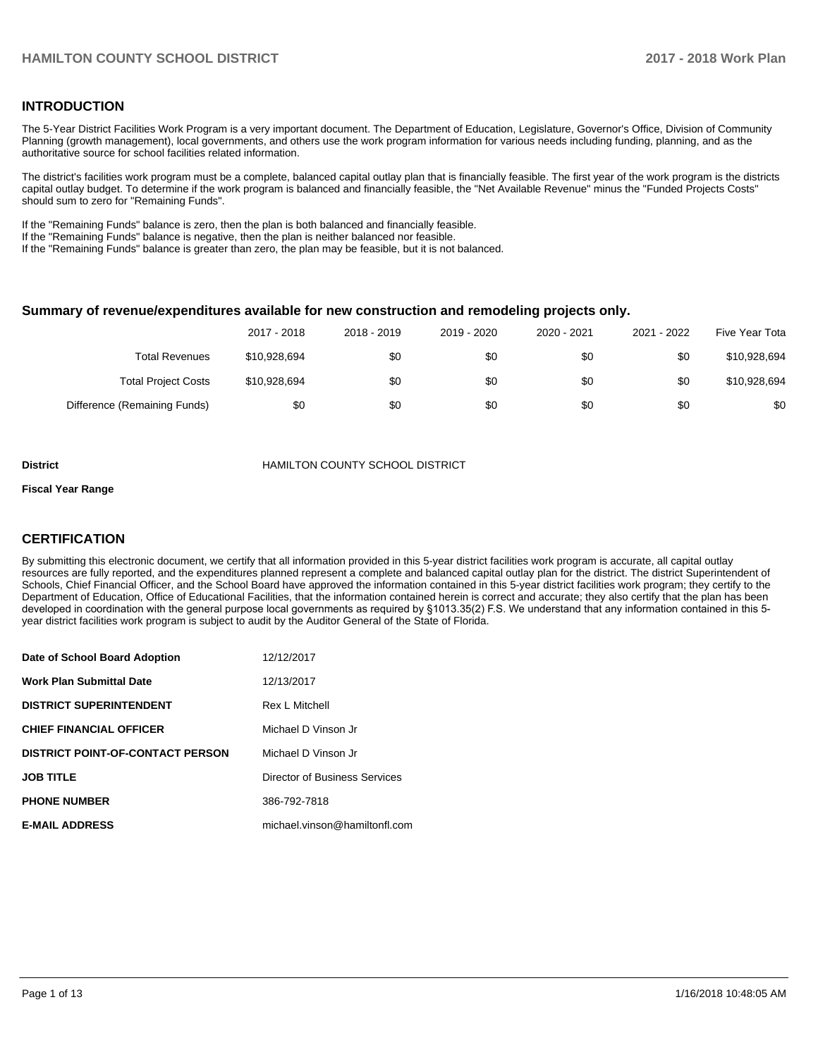## INTRODUCTION

The 5-Year District Facilities Work Program is a very important document. The Department of Education, Legislature, Governor's Office, Division of Community Planning (growth management), local governments, and others use the work program information for various needs including funding, planning, and as the authoritative source for school facilities related information.

The district's facilities work program must be a complete, balanced capital outlay plan that is financially feasible. The first year of the work program is the districts capital outlay budget. To determine if the work program is balanced and financially feasible, the "Net Available Revenue" minus the "Funded Projects Costs" should sum to zero for "Remaining Funds".

If the "Remaining Funds" balance is zero, then the plan is both balanced and financially feasible.
If the "Remaining Funds" balance is negative, then the plan is neither balanced nor feasible.
If the "Remaining Funds" balance is greater than zero, the plan may be feasible, but it is not balanced.

### Summary of revenue/expenditures available for new construction and remodeling projects only.

| | 2017 - 2018 | 2018 - 2019 | 2019 - 2020 | 2020 - 2021 | 2021 - 2022 | Five Year Tota |
|---|---|---|---|---|---|---|
| Total Revenues | $10,928,694 | $0 | $0 | $0 | $0 | $10,928,694 |
| Total Project Costs | $10,928,694 | $0 | $0 | $0 | $0 | $10,928,694 |
| Difference (Remaining Funds) | $0 | $0 | $0 | $0 | $0 | $0 |

**District** HAMILTON COUNTY SCHOOL DISTRICT

**Fiscal Year Range**

## CERTIFICATION

By submitting this electronic document, we certify that all information provided in this 5-year district facilities work program is accurate, all capital outlay resources are fully reported, and the expenditures planned represent a complete and balanced capital outlay plan for the district. The district Superintendent of Schools, Chief Financial Officer, and the School Board have approved the information contained in this 5-year district facilities work program; they certify to the Department of Education, Office of Educational Facilities, that the information contained herein is correct and accurate; they also certify that the plan has been developed in coordination with the general purpose local governments as required by §1013.35(2) F.S. We understand that any information contained in this 5-year district facilities work program is subject to audit by the Auditor General of the State of Florida.

| | |
|---|---|
| **Date of School Board Adoption** | 12/12/2017 |
| **Work Plan Submittal Date** | 12/13/2017 |
| **DISTRICT SUPERINTENDENT** | Rex L Mitchell |
| **CHIEF FINANCIAL OFFICER** | Michael D Vinson Jr |
| **DISTRICT POINT-OF-CONTACT PERSON** | Michael D Vinson Jr |
| **JOB TITLE** | Director of Business Services |
| **PHONE NUMBER** | 386-792-7818 |
| **E-MAIL ADDRESS** | michael.vinson@hamiltonfl.com |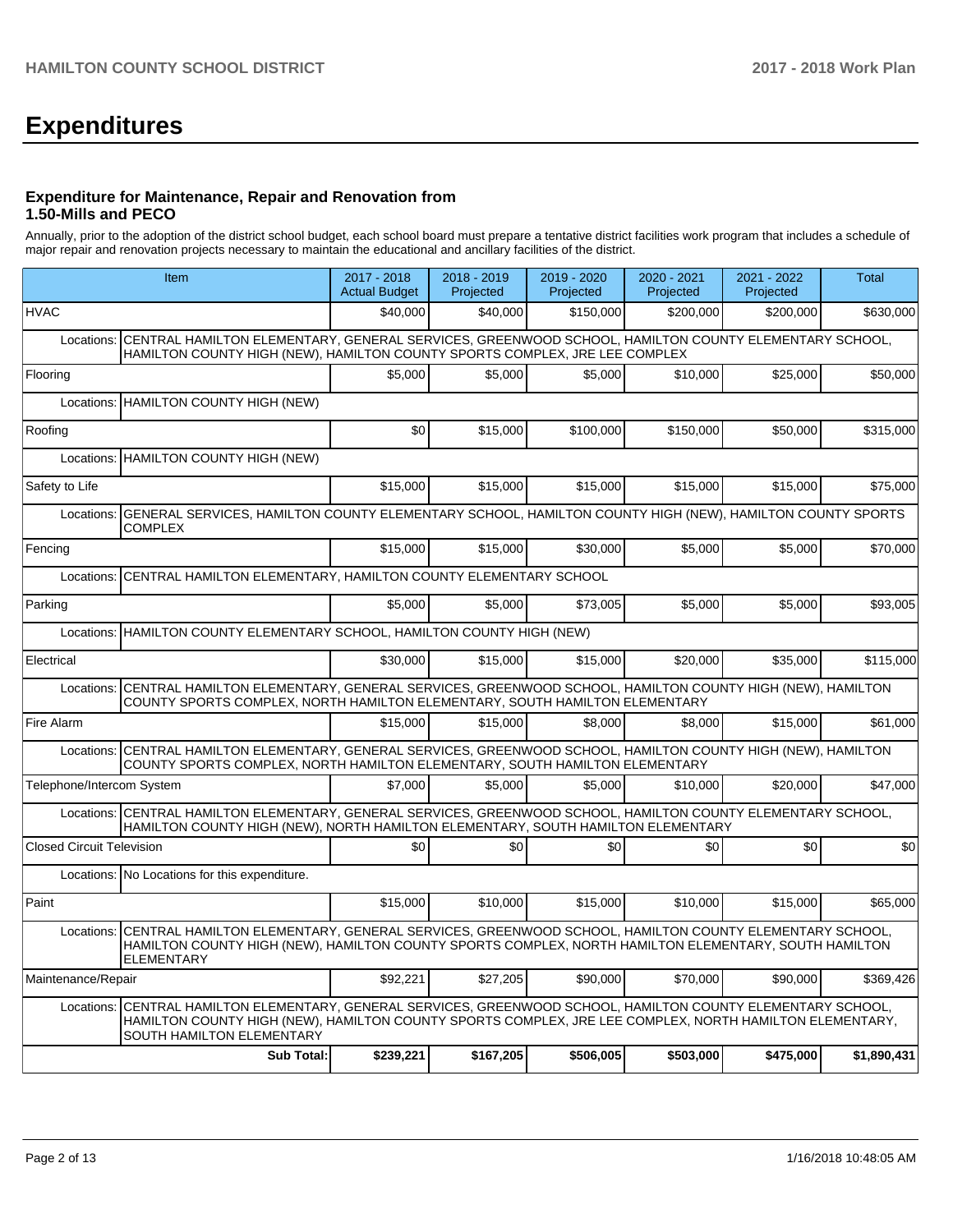# Expenditures

### Expenditure for Maintenance, Repair and Renovation from 1.50-Mills and PECO

Annually, prior to the adoption of the district school budget, each school board must prepare a tentative district facilities work program that includes a schedule of major repair and renovation projects necessary to maintain the educational and ancillary facilities of the district.

| Item | | 2017 - 2018 Actual Budget | 2018 - 2019 Projected | 2019 - 2020 Projected | 2020 - 2021 Projected | 2021 - 2022 Projected | Total |
|---|---|---|---|---|---|---|---|
| HVAC | | $40,000 | $40,000 | $150,000 | $200,000 | $200,000 | $630,000 |
| Locations: | CENTRAL HAMILTON ELEMENTARY, GENERAL SERVICES, GREENWOOD SCHOOL, HAMILTON COUNTY ELEMENTARY SCHOOL, HAMILTON COUNTY HIGH (NEW), HAMILTON COUNTY SPORTS COMPLEX, JRE LEE COMPLEX | | | | | | |
| Flooring | | $5,000 | $5,000 | $5,000 | $10,000 | $25,000 | $50,000 |
| Locations: | HAMILTON COUNTY HIGH (NEW) | | | | | | |
| Roofing | | $0 | $15,000 | $100,000 | $150,000 | $50,000 | $315,000 |
| Locations: | HAMILTON COUNTY HIGH (NEW) | | | | | | |
| Safety to Life | | $15,000 | $15,000 | $15,000 | $15,000 | $15,000 | $75,000 |
| Locations: | GENERAL SERVICES, HAMILTON COUNTY ELEMENTARY SCHOOL, HAMILTON COUNTY HIGH (NEW), HAMILTON COUNTY SPORTS COMPLEX | | | | | | |
| Fencing | | $15,000 | $15,000 | $30,000 | $5,000 | $5,000 | $70,000 |
| Locations: | CENTRAL HAMILTON ELEMENTARY, HAMILTON COUNTY ELEMENTARY SCHOOL | | | | | | |
| Parking | | $5,000 | $5,000 | $73,005 | $5,000 | $5,000 | $93,005 |
| Locations: | HAMILTON COUNTY ELEMENTARY SCHOOL, HAMILTON COUNTY HIGH (NEW) | | | | | | |
| Electrical | | $30,000 | $15,000 | $15,000 | $20,000 | $35,000 | $115,000 |
| Locations: | CENTRAL HAMILTON ELEMENTARY, GENERAL SERVICES, GREENWOOD SCHOOL, HAMILTON COUNTY HIGH (NEW), HAMILTON COUNTY SPORTS COMPLEX, NORTH HAMILTON ELEMENTARY, SOUTH HAMILTON ELEMENTARY | | | | | | |
| Fire Alarm | | $15,000 | $15,000 | $8,000 | $8,000 | $15,000 | $61,000 |
| Locations: | CENTRAL HAMILTON ELEMENTARY, GENERAL SERVICES, GREENWOOD SCHOOL, HAMILTON COUNTY HIGH (NEW), HAMILTON COUNTY SPORTS COMPLEX, NORTH HAMILTON ELEMENTARY, SOUTH HAMILTON ELEMENTARY | | | | | | |
| Telephone/Intercom System | | $7,000 | $5,000 | $5,000 | $10,000 | $20,000 | $47,000 |
| Locations: | CENTRAL HAMILTON ELEMENTARY, GENERAL SERVICES, GREENWOOD SCHOOL, HAMILTON COUNTY ELEMENTARY SCHOOL, HAMILTON COUNTY HIGH (NEW), NORTH HAMILTON ELEMENTARY, SOUTH HAMILTON ELEMENTARY | | | | | | |
| Closed Circuit Television | | $0 | $0 | $0 | $0 | $0 | $0 |
| Locations: | No Locations for this expenditure. | | | | | | |
| Paint | | $15,000 | $10,000 | $15,000 | $10,000 | $15,000 | $65,000 |
| Locations: | CENTRAL HAMILTON ELEMENTARY, GENERAL SERVICES, GREENWOOD SCHOOL, HAMILTON COUNTY ELEMENTARY SCHOOL, HAMILTON COUNTY HIGH (NEW), HAMILTON COUNTY SPORTS COMPLEX, NORTH HAMILTON ELEMENTARY, SOUTH HAMILTON ELEMENTARY | | | | | | |
| Maintenance/Repair | | $92,221 | $27,205 | $90,000 | $70,000 | $90,000 | $369,426 |
| Locations: | CENTRAL HAMILTON ELEMENTARY, GENERAL SERVICES, GREENWOOD SCHOOL, HAMILTON COUNTY ELEMENTARY SCHOOL, HAMILTON COUNTY HIGH (NEW), HAMILTON COUNTY SPORTS COMPLEX, JRE LEE COMPLEX, NORTH HAMILTON ELEMENTARY, SOUTH HAMILTON ELEMENTARY | | | | | | |
| | **Sub Total:** | **$239,221** | **$167,205** | **$506,005** | **$503,000** | **$475,000** | **$1,890,431** |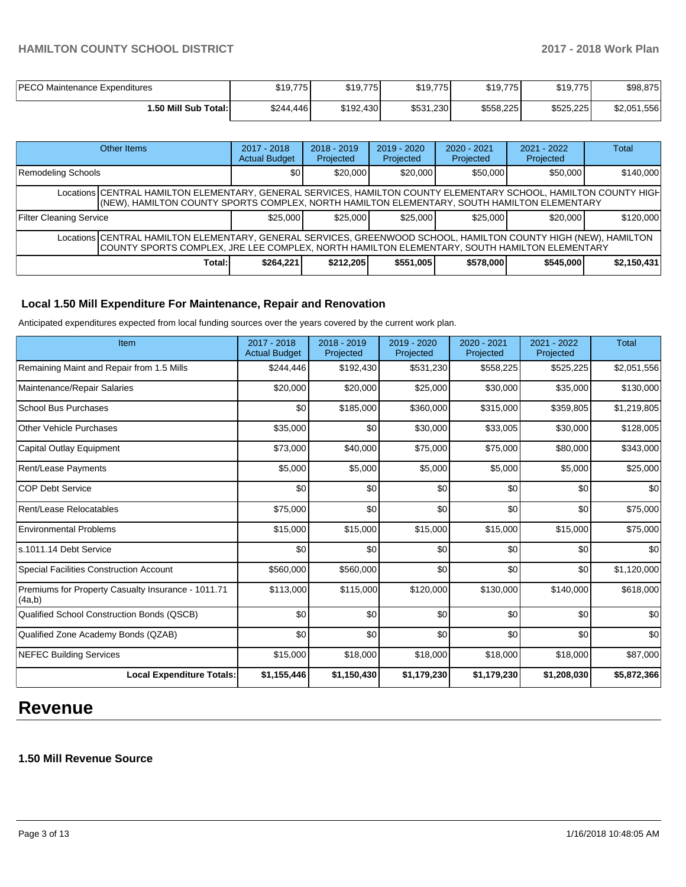| PECO Maintenance Expenditures | $19,775 | $19,775 | $19,775 | $19,775 | $19,775 | $98,875 |
|---|---|---|---|---|---|---|
| **1.50 Mill Sub Total:** | $244,446 | $192,430 | $531,230 | $558,225 | $525,225 | $2,051,556 |

| Other Items | 2017 - 2018 Actual Budget | 2018 - 2019 Projected | 2019 - 2020 Projected | 2020 - 2021 Projected | 2021 - 2022 Projected | Total |
|---|---|---|---|---|---|---|
| Remodeling Schools | $0 | $20,000 | $20,000 | $50,000 | $50,000 | $140,000 |
| Locations: CENTRAL HAMILTON ELEMENTARY, GENERAL SERVICES, HAMILTON COUNTY ELEMENTARY SCHOOL, HAMILTON COUNTY HIGH (NEW), HAMILTON COUNTY SPORTS COMPLEX, NORTH HAMILTON ELEMENTARY, SOUTH HAMILTON ELEMENTARY | | | | | | |
| Filter Cleaning Service | $25,000 | $25,000 | $25,000 | $25,000 | $20,000 | $120,000 |
| Locations: CENTRAL HAMILTON ELEMENTARY, GENERAL SERVICES, GREENWOOD SCHOOL, HAMILTON COUNTY HIGH (NEW), HAMILTON COUNTY SPORTS COMPLEX, JRE LEE COMPLEX, NORTH HAMILTON ELEMENTARY, SOUTH HAMILTON ELEMENTARY | | | | | | |
| **Total:** | **$264,221** | **$212,205** | **$551,005** | **$578,000** | **$545,000** | **$2,150,431** |

## Local 1.50 Mill Expenditure For Maintenance, Repair and Renovation

Anticipated expenditures expected from local funding sources over the years covered by the current work plan.

| Item | 2017 - 2018 Actual Budget | 2018 - 2019 Projected | 2019 - 2020 Projected | 2020 - 2021 Projected | 2021 - 2022 Projected | Total |
|---|---|---|---|---|---|---|
| Remaining Maint and Repair from 1.5 Mills | $244,446 | $192,430 | $531,230 | $558,225 | $525,225 | $2,051,556 |
| Maintenance/Repair Salaries | $20,000 | $20,000 | $25,000 | $30,000 | $35,000 | $130,000 |
| School Bus Purchases | $0 | $185,000 | $360,000 | $315,000 | $359,805 | $1,219,805 |
| Other Vehicle Purchases | $35,000 | $0 | $30,000 | $33,005 | $30,000 | $128,005 |
| Capital Outlay Equipment | $73,000 | $40,000 | $75,000 | $75,000 | $80,000 | $343,000 |
| Rent/Lease Payments | $5,000 | $5,000 | $5,000 | $5,000 | $5,000 | $25,000 |
| COP Debt Service | $0 | $0 | $0 | $0 | $0 | $0 |
| Rent/Lease Relocatables | $75,000 | $0 | $0 | $0 | $0 | $75,000 |
| Environmental Problems | $15,000 | $15,000 | $15,000 | $15,000 | $15,000 | $75,000 |
| s.1011.14 Debt Service | $0 | $0 | $0 | $0 | $0 | $0 |
| Special Facilities Construction Account | $560,000 | $560,000 | $0 | $0 | $0 | $1,120,000 |
| Premiums for Property Casualty Insurance - 1011.71 (4a,b) | $113,000 | $115,000 | $120,000 | $130,000 | $140,000 | $618,000 |
| Qualified School Construction Bonds (QSCB) | $0 | $0 | $0 | $0 | $0 | $0 |
| Qualified Zone Academy Bonds (QZAB) | $0 | $0 | $0 | $0 | $0 | $0 |
| NEFEC Building Services | $15,000 | $18,000 | $18,000 | $18,000 | $18,000 | $87,000 |
| **Local Expenditure Totals:** | **$1,155,446** | **$1,150,430** | **$1,179,230** | **$1,179,230** | **$1,208,030** | **$5,872,366** |

# Revenue

## 1.50 Mill Revenue Source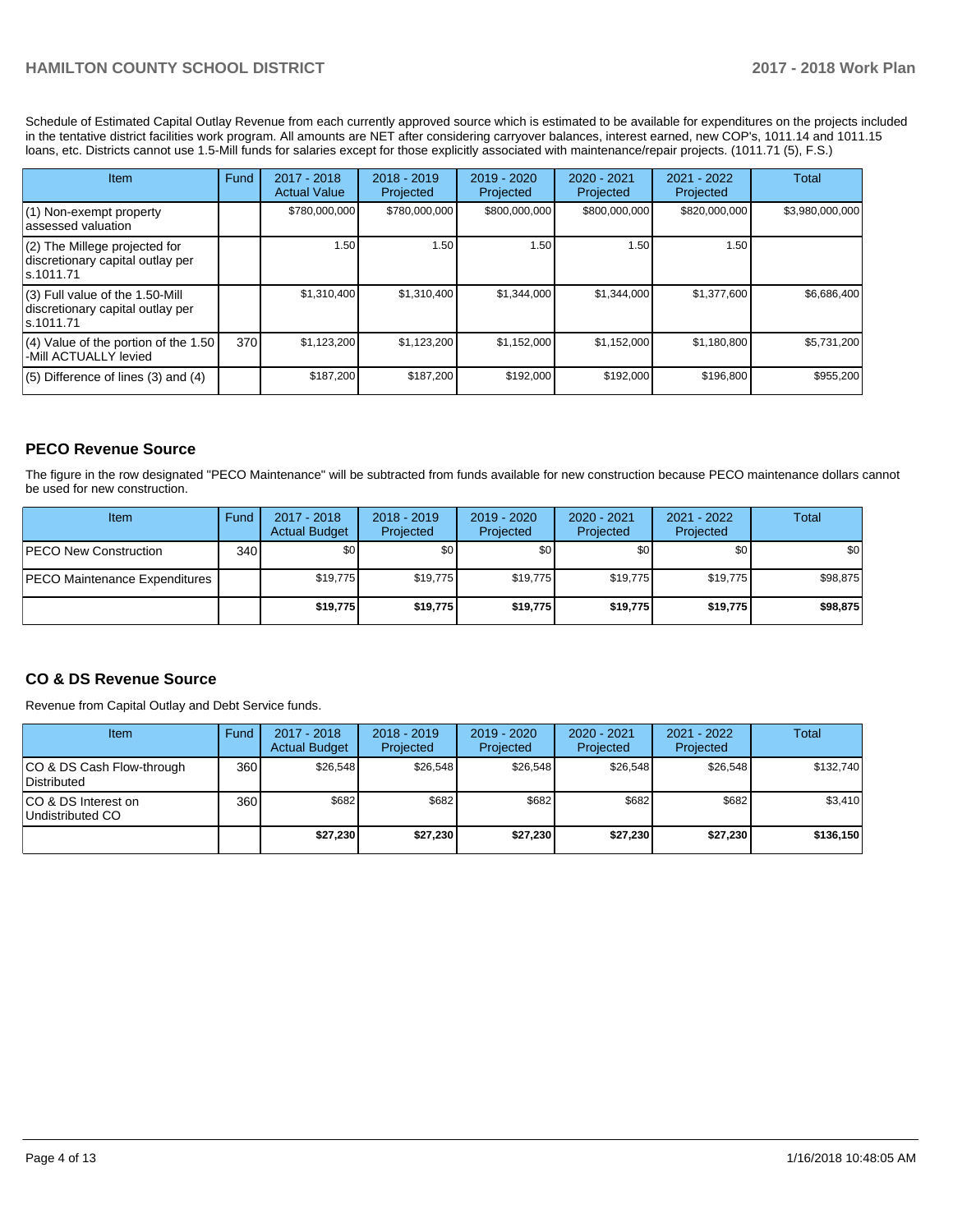Schedule of Estimated Capital Outlay Revenue from each currently approved source which is estimated to be available for expenditures on the projects included in the tentative district facilities work program. All amounts are NET after considering carryover balances, interest earned, new COP's, 1011.14 and 1011.15 loans, etc. Districts cannot use 1.5-Mill funds for salaries except for those explicitly associated with maintenance/repair projects. (1011.71 (5), F.S.)

| Item | Fund | 2017 - 2018 Actual Value | 2018 - 2019 Projected | 2019 - 2020 Projected | 2020 - 2021 Projected | 2021 - 2022 Projected | Total |
|---|---|---|---|---|---|---|---|
| (1) Non-exempt property assessed valuation | | $780,000,000 | $780,000,000 | $800,000,000 | $800,000,000 | $820,000,000 | $3,980,000,000 |
| (2) The Millege projected for discretionary capital outlay per s.1011.71 | | 1.50 | 1.50 | 1.50 | 1.50 | 1.50 | |
| (3) Full value of the 1.50-Mill discretionary capital outlay per s.1011.71 | | $1,310,400 | $1,310,400 | $1,344,000 | $1,344,000 | $1,377,600 | $6,686,400 |
| (4) Value of the portion of the 1.50 -Mill ACTUALLY levied | 370 | $1,123,200 | $1,123,200 | $1,152,000 | $1,152,000 | $1,180,800 | $5,731,200 |
| (5) Difference of lines (3) and (4) | | $187,200 | $187,200 | $192,000 | $192,000 | $196,800 | $955,200 |

## PECO Revenue Source

The figure in the row designated "PECO Maintenance" will be subtracted from funds available for new construction because PECO maintenance dollars cannot be used for new construction.

| Item | Fund | 2017 - 2018 Actual Budget | 2018 - 2019 Projected | 2019 - 2020 Projected | 2020 - 2021 Projected | 2021 - 2022 Projected | Total |
|---|---|---|---|---|---|---|---|
| PECO New Construction | 340 | $0 | $0 | $0 | $0 | $0 | $0 |
| PECO Maintenance Expenditures | | $19,775 | $19,775 | $19,775 | $19,775 | $19,775 | $98,875 |
| | | **$19,775** | **$19,775** | **$19,775** | **$19,775** | **$19,775** | **$98,875** |

## CO & DS Revenue Source

Revenue from Capital Outlay and Debt Service funds.

| Item | Fund | 2017 - 2018 Actual Budget | 2018 - 2019 Projected | 2019 - 2020 Projected | 2020 - 2021 Projected | 2021 - 2022 Projected | Total |
|---|---|---|---|---|---|---|---|
| CO & DS Cash Flow-through Distributed | 360 | $26,548 | $26,548 | $26,548 | $26,548 | $26,548 | $132,740 |
| CO & DS Interest on Undistributed CO | 360 | $682 | $682 | $682 | $682 | $682 | $3,410 |
| | | **$27,230** | **$27,230** | **$27,230** | **$27,230** | **$27,230** | **$136,150** |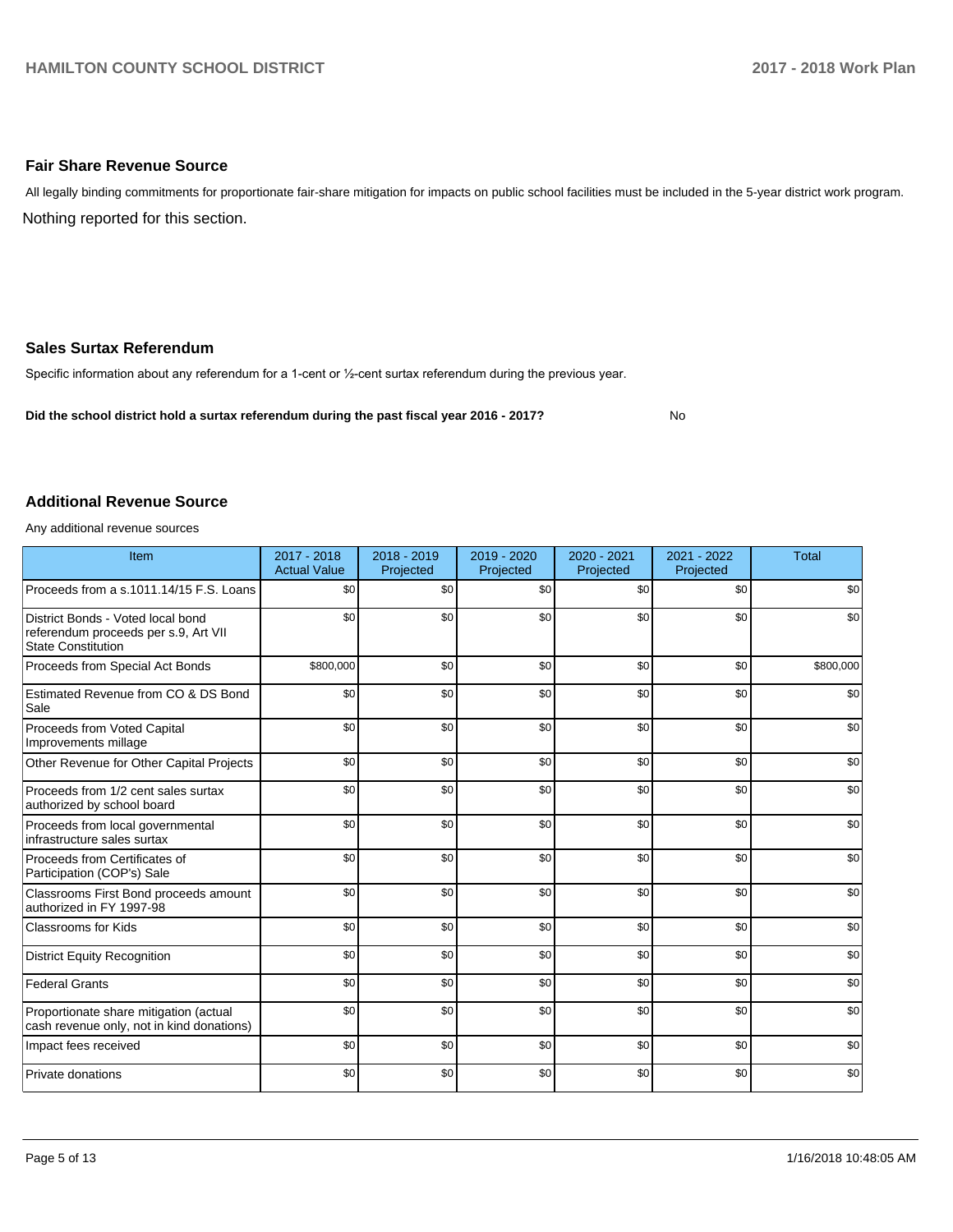## Fair Share Revenue Source

All legally binding commitments for proportionate fair-share mitigation for impacts on public school facilities must be included in the 5-year district work program.

Nothing reported for this section.

## Sales Surtax Referendum

Specific information about any referendum for a 1-cent or ½-cent surtax referendum during the previous year.

**Did the school district hold a surtax referendum during the past fiscal year 2016 - 2017?** No

## Additional Revenue Source

Any additional revenue sources

| Item | 2017 - 2018 Actual Value | 2018 - 2019 Projected | 2019 - 2020 Projected | 2020 - 2021 Projected | 2021 - 2022 Projected | Total |
|---|---|---|---|---|---|---|
| Proceeds from a s.1011.14/15 F.S. Loans | $0 | $0 | $0 | $0 | $0 | $0 |
| District Bonds - Voted local bond referendum proceeds per s.9, Art VII State Constitution | $0 | $0 | $0 | $0 | $0 | $0 |
| Proceeds from Special Act Bonds | $800,000 | $0 | $0 | $0 | $0 | $800,000 |
| Estimated Revenue from CO & DS Bond Sale | $0 | $0 | $0 | $0 | $0 | $0 |
| Proceeds from Voted Capital Improvements millage | $0 | $0 | $0 | $0 | $0 | $0 |
| Other Revenue for Other Capital Projects | $0 | $0 | $0 | $0 | $0 | $0 |
| Proceeds from 1/2 cent sales surtax authorized by school board | $0 | $0 | $0 | $0 | $0 | $0 |
| Proceeds from local governmental infrastructure sales surtax | $0 | $0 | $0 | $0 | $0 | $0 |
| Proceeds from Certificates of Participation (COP's) Sale | $0 | $0 | $0 | $0 | $0 | $0 |
| Classrooms First Bond proceeds amount authorized in FY 1997-98 | $0 | $0 | $0 | $0 | $0 | $0 |
| Classrooms for Kids | $0 | $0 | $0 | $0 | $0 | $0 |
| District Equity Recognition | $0 | $0 | $0 | $0 | $0 | $0 |
| Federal Grants | $0 | $0 | $0 | $0 | $0 | $0 |
| Proportionate share mitigation (actual cash revenue only, not in kind donations) | $0 | $0 | $0 | $0 | $0 | $0 |
| Impact fees received | $0 | $0 | $0 | $0 | $0 | $0 |
| Private donations | $0 | $0 | $0 | $0 | $0 | $0 |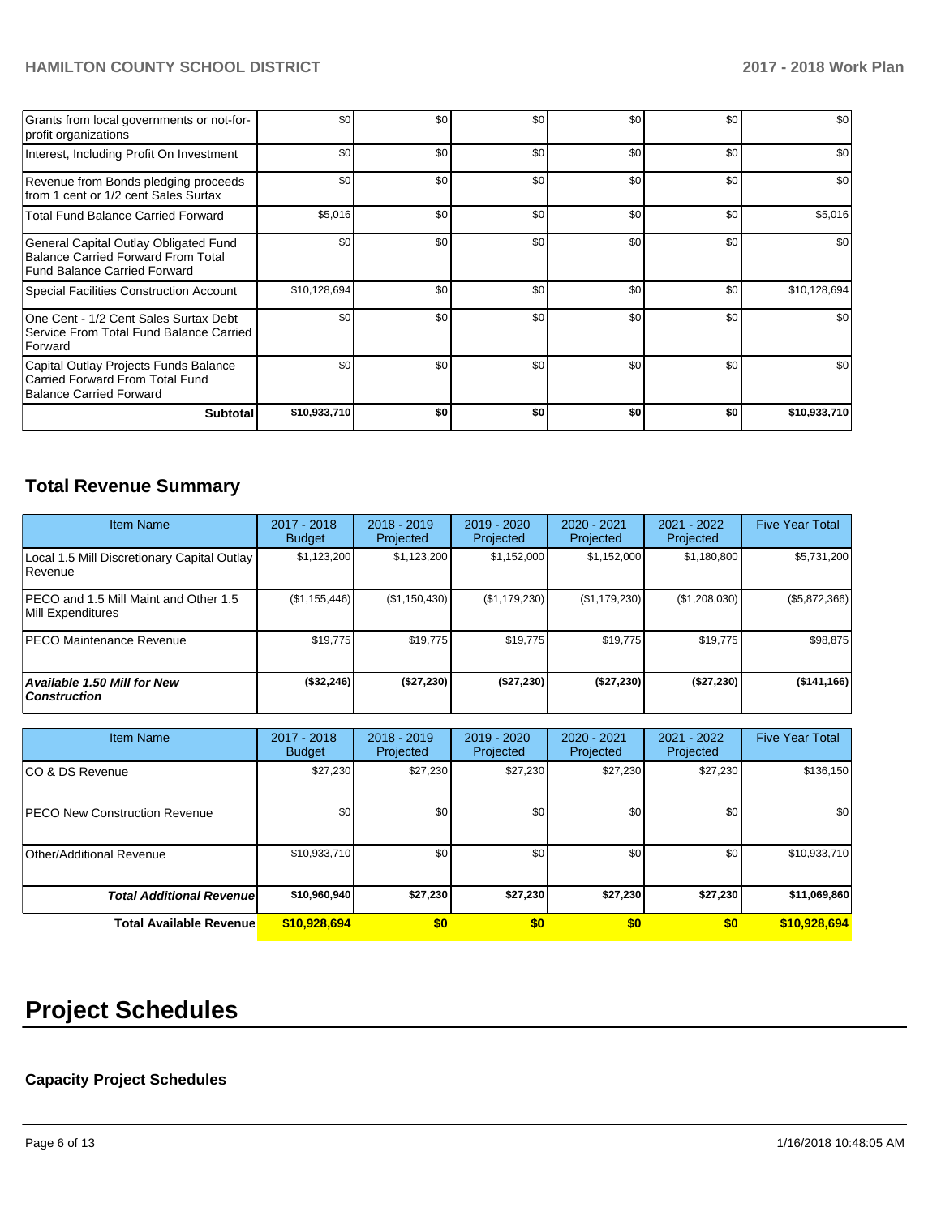| | | | | | | |
|---|---|---|---|---|---|---|
| Grants from local governments or not-for-profit organizations | $0 | $0 | $0 | $0 | $0 | $0 |
| Interest, Including Profit On Investment | $0 | $0 | $0 | $0 | $0 | $0 |
| Revenue from Bonds pledging proceeds from 1 cent or 1/2 cent Sales Surtax | $0 | $0 | $0 | $0 | $0 | $0 |
| Total Fund Balance Carried Forward | $5,016 | $0 | $0 | $0 | $0 | $5,016 |
| General Capital Outlay Obligated Fund Balance Carried Forward From Total Fund Balance Carried Forward | $0 | $0 | $0 | $0 | $0 | $0 |
| Special Facilities Construction Account | $10,128,694 | $0 | $0 | $0 | $0 | $10,128,694 |
| One Cent - 1/2 Cent Sales Surtax Debt Service From Total Fund Balance Carried Forward | $0 | $0 | $0 | $0 | $0 | $0 |
| Capital Outlay Projects Funds Balance Carried Forward From Total Fund Balance Carried Forward | $0 | $0 | $0 | $0 | $0 | $0 |
| **Subtotal** | **$10,933,710** | **$0** | **$0** | **$0** | **$0** | **$10,933,710** |

## Total Revenue Summary

| Item Name | 2017 - 2018 Budget | 2018 - 2019 Projected | 2019 - 2020 Projected | 2020 - 2021 Projected | 2021 - 2022 Projected | Five Year Total |
|---|---|---|---|---|---|---|
| Local 1.5 Mill Discretionary Capital Outlay Revenue | $1,123,200 | $1,123,200 | $1,152,000 | $1,152,000 | $1,180,800 | $5,731,200 |
| PECO and 1.5 Mill Maint and Other 1.5 Mill Expenditures | ($1,155,446) | ($1,150,430) | ($1,179,230) | ($1,179,230) | ($1,208,030) | ($5,872,366) |
| PECO Maintenance Revenue | $19,775 | $19,775 | $19,775 | $19,775 | $19,775 | $98,875 |
| ***Available 1.50 Mill for New Construction*** | **($32,246)** | **($27,230)** | **($27,230)** | **($27,230)** | **($27,230)** | **($141,166)** |

| Item Name | 2017 - 2018 Budget | 2018 - 2019 Projected | 2019 - 2020 Projected | 2020 - 2021 Projected | 2021 - 2022 Projected | Five Year Total |
|---|---|---|---|---|---|---|
| CO & DS Revenue | $27,230 | $27,230 | $27,230 | $27,230 | $27,230 | $136,150 |
| PECO New Construction Revenue | $0 | $0 | $0 | $0 | $0 | $0 |
| Other/Additional Revenue | $10,933,710 | $0 | $0 | $0 | $0 | $10,933,710 |
| ***Total Additional Revenue*** | **$10,960,940** | **$27,230** | **$27,230** | **$27,230** | **$27,230** | **$11,069,860** |
| **Total Available Revenue** | **$10,928,694** | **$0** | **$0** | **$0** | **$0** | **$10,928,694** |

# Project Schedules

### Capacity Project Schedules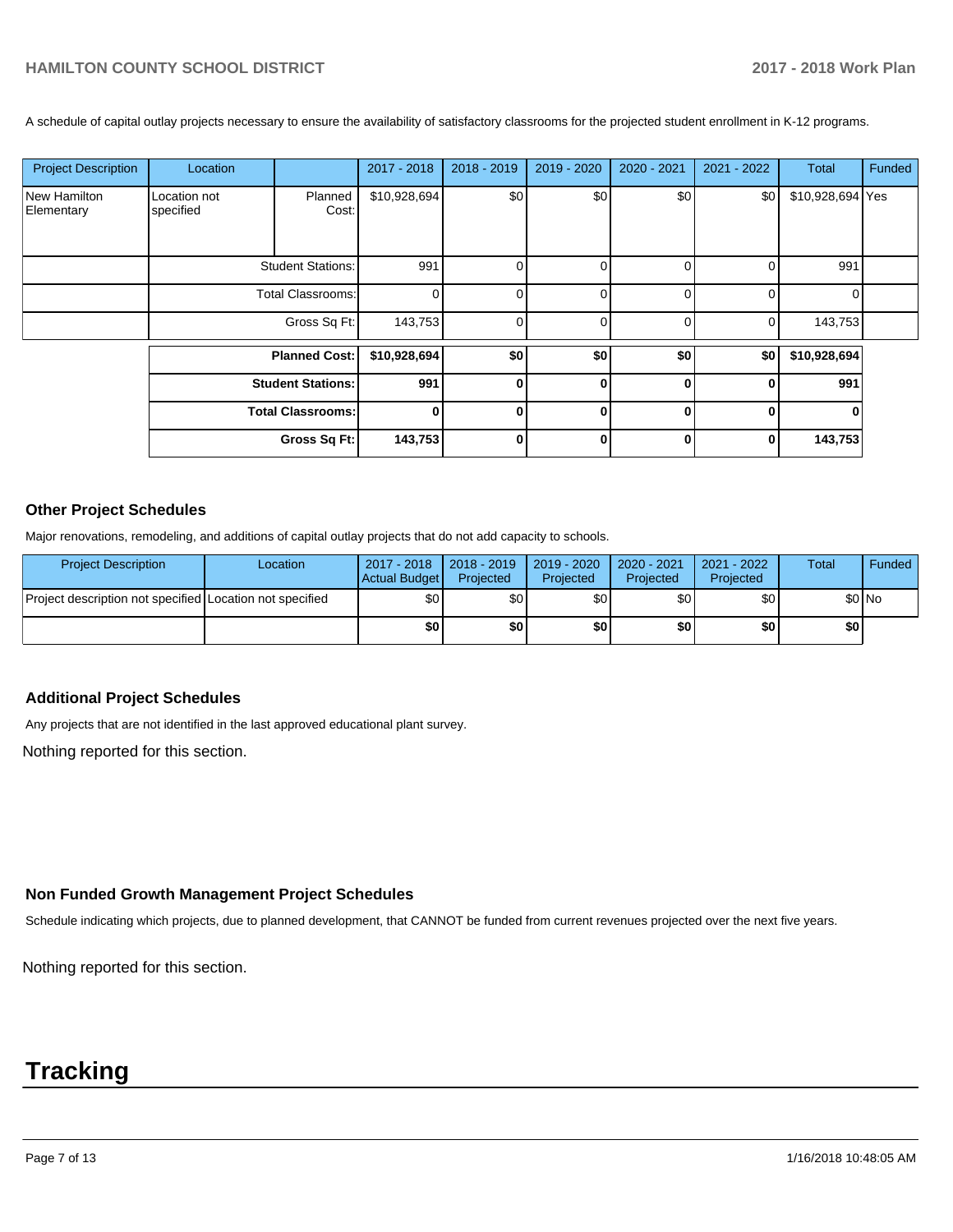A schedule of capital outlay projects necessary to ensure the availability of satisfactory classrooms for the projected student enrollment in K-12 programs.

| Project Description | Location | | 2017 - 2018 | 2018 - 2019 | 2019 - 2020 | 2020 - 2021 | 2021 - 2022 | Total | Funded |
|---|---|---|---|---|---|---|---|---|---|
| New Hamilton Elementary | Location not specified | Planned Cost: | $10,928,694 | $0 | $0 | $0 | $0 | $10,928,694 | Yes |
| | | Student Stations: | 991 | 0 | 0 | 0 | 0 | 991 | |
| | | Total Classrooms: | 0 | 0 | 0 | 0 | 0 | 0 | |
| | | Gross Sq Ft: | 143,753 | 0 | 0 | 0 | 0 | 143,753 | |
| | | **Planned Cost:** | **$10,928,694** | **$0** | **$0** | **$0** | **$0** | **$10,928,694** | |
| | | **Student Stations:** | **991** | **0** | **0** | **0** | **0** | **991** | |
| | | **Total Classrooms:** | **0** | **0** | **0** | **0** | **0** | **0** | |
| | | **Gross Sq Ft:** | **143,753** | **0** | **0** | **0** | **0** | **143,753** | |

## Other Project Schedules

Major renovations, remodeling, and additions of capital outlay projects that do not add capacity to schools.

| Project Description | Location | 2017 - 2018 Actual Budget | 2018 - 2019 Projected | 2019 - 2020 Projected | 2020 - 2021 Projected | 2021 - 2022 Projected | Total | Funded |
|---|---|---|---|---|---|---|---|---|
| Project description not specified | Location not specified | $0 | $0 | $0 | $0 | $0 | $0 | No |
| | | **$0** | **$0** | **$0** | **$0** | **$0** | **$0** | |

## Additional Project Schedules

Any projects that are not identified in the last approved educational plant survey.

Nothing reported for this section.

## Non Funded Growth Management Project Schedules

Schedule indicating which projects, due to planned development, that CANNOT be funded from current revenues projected over the next five years.

Nothing reported for this section.

# Tracking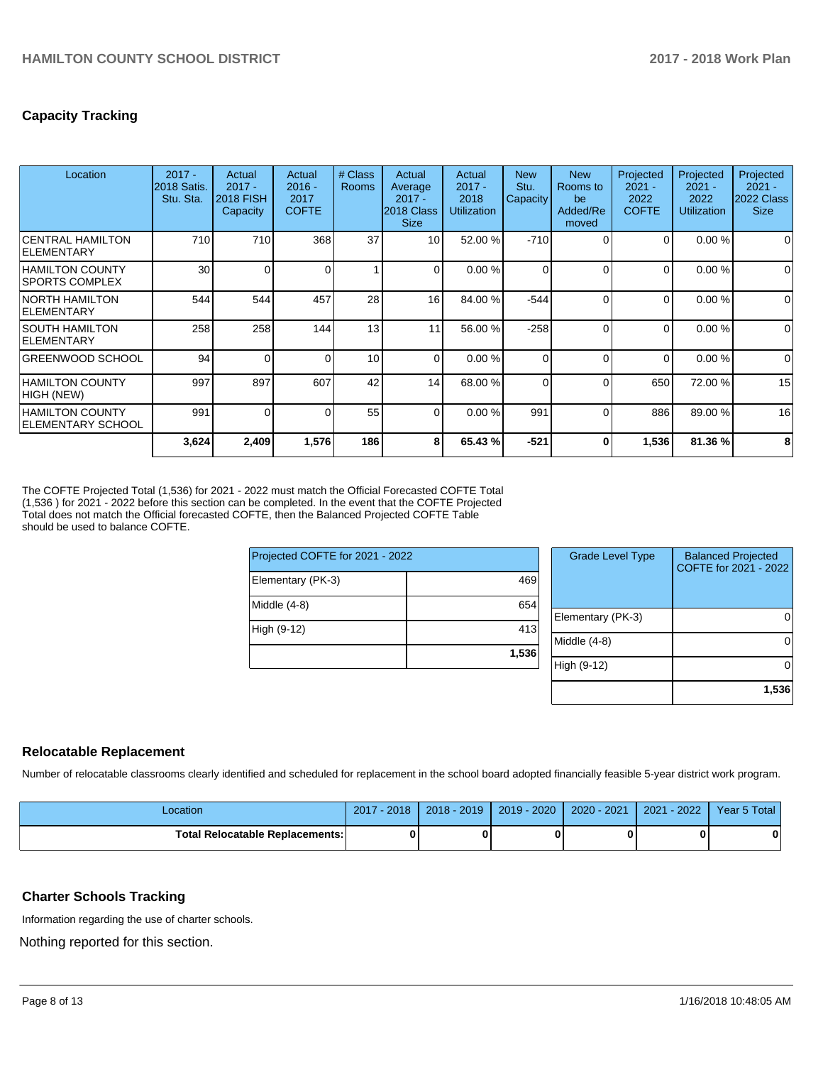## Capacity Tracking

| Location | 2017 - 2018 Satis. Stu. Sta. | Actual 2017 - 2018 FISH Capacity | Actual 2016 - 2017 COFTE | # Class Rooms | Actual Average 2017 - 2018 Class Size | Actual 2017 - 2018 Utilization | New Stu. Capacity | New Rooms to be Added/Removed | Projected 2021 - 2022 COFTE | Projected 2021 - 2022 Utilization | Projected 2021 - 2022 Class Size |
|---|---|---|---|---|---|---|---|---|---|---|---|
| CENTRAL HAMILTON ELEMENTARY | 710 | 710 | 368 | 37 | 10 | 52.00 % | -710 | 0 | 0 | 0.00 % | 0 |
| HAMILTON COUNTY SPORTS COMPLEX | 30 | 0 | 0 | 1 | 0 | 0.00 % | 0 | 0 | 0 | 0.00 % | 0 |
| NORTH HAMILTON ELEMENTARY | 544 | 544 | 457 | 28 | 16 | 84.00 % | -544 | 0 | 0 | 0.00 % | 0 |
| SOUTH HAMILTON ELEMENTARY | 258 | 258 | 144 | 13 | 11 | 56.00 % | -258 | 0 | 0 | 0.00 % | 0 |
| GREENWOOD SCHOOL | 94 | 0 | 0 | 10 | 0 | 0.00 % | 0 | 0 | 0 | 0.00 % | 0 |
| HAMILTON COUNTY HIGH (NEW) | 997 | 897 | 607 | 42 | 14 | 68.00 % | 0 | 0 | 650 | 72.00 % | 15 |
| HAMILTON COUNTY ELEMENTARY SCHOOL | 991 | 0 | 0 | 55 | 0 | 0.00 % | 991 | 0 | 886 | 89.00 % | 16 |
| | **3,624** | **2,409** | **1,576** | **186** | **8** | **65.43 %** | **-521** | **0** | **1,536** | **81.36 %** | **8** |

The COFTE Projected Total (1,536) for 2021 - 2022 must match the Official Forecasted COFTE Total (1,536 ) for 2021 - 2022 before this section can be completed. In the event that the COFTE Projected Total does not match the Official forecasted COFTE, then the Balanced Projected COFTE Table should be used to balance COFTE.

| Projected COFTE for 2021 - 2022 | |
|---|---|
| Elementary (PK-3) | 469 |
| Middle (4-8) | 654 |
| High (9-12) | 413 |
| | **1,536** |

| Grade Level Type | Balanced Projected COFTE for 2021 - 2022 |
|---|---|
| Elementary (PK-3) | 0 |
| Middle (4-8) | 0 |
| High (9-12) | 0 |
| | **1,536** |

## Relocatable Replacement

Number of relocatable classrooms clearly identified and scheduled for replacement in the school board adopted financially feasible 5-year district work program.

| Location | 2017 - 2018 | 2018 - 2019 | 2019 - 2020 | 2020 - 2021 | 2021 - 2022 | Year 5 Total |
|---|---|---|---|---|---|---|
| **Total Relocatable Replacements:** | **0** | **0** | **0** | **0** | **0** | **0** |

## Charter Schools Tracking

Information regarding the use of charter schools.

Nothing reported for this section.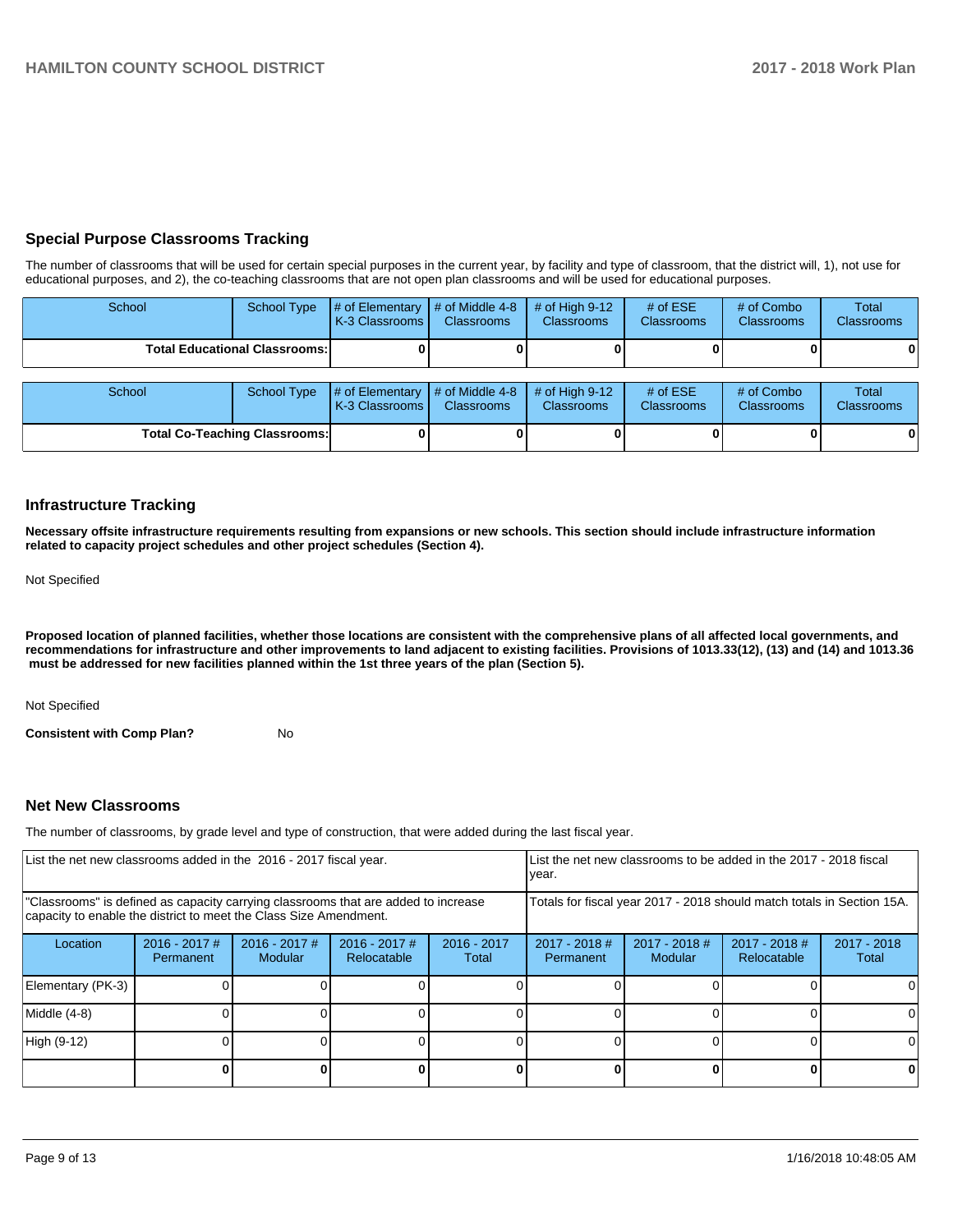## Special Purpose Classrooms Tracking

The number of classrooms that will be used for certain special purposes in the current year, by facility and type of classroom, that the district will, 1), not use for educational purposes, and 2), the co-teaching classrooms that are not open plan classrooms and will be used for educational purposes.

| School | School Type | # of Elementary K-3 Classrooms | # of Middle 4-8 Classrooms | # of High 9-12 Classrooms | # of ESE Classrooms | # of Combo Classrooms | Total Classrooms |
|---|---|---|---|---|---|---|---|
| **Total Educational Classrooms:** | | **0** | **0** | **0** | **0** | **0** | **0** |

| School | School Type | # of Elementary K-3 Classrooms | # of Middle 4-8 Classrooms | # of High 9-12 Classrooms | # of ESE Classrooms | # of Combo Classrooms | Total Classrooms |
|---|---|---|---|---|---|---|---|
| **Total Co-Teaching Classrooms:** | | **0** | **0** | **0** | **0** | **0** | **0** |

## Infrastructure Tracking

**Necessary offsite infrastructure requirements resulting from expansions or new schools. This section should include infrastructure information related to capacity project schedules and other project schedules (Section 4).**

Not Specified

**Proposed location of planned facilities, whether those locations are consistent with the comprehensive plans of all affected local governments, and recommendations for infrastructure and other improvements to land adjacent to existing facilities. Provisions of 1013.33(12), (13) and (14) and 1013.36 must be addressed for new facilities planned within the 1st three years of the plan (Section 5).**

Not Specified

**Consistent with Comp Plan?** No

## Net New Classrooms

The number of classrooms, by grade level and type of construction, that were added during the last fiscal year.

| List the net new classrooms added in the 2016 - 2017 fiscal year. | | | | | List the net new classrooms to be added in the 2017 - 2018 fiscal year. | | | |
|---|---|---|---|---|---|---|---|---|
| "Classrooms" is defined as capacity carrying classrooms that are added to increase capacity to enable the district to meet the Class Size Amendment. | | | | | Totals for fiscal year 2017 - 2018 should match totals in Section 15A. | | | |
| Location | 2016 - 2017 # Permanent | 2016 - 2017 # Modular | 2016 - 2017 # Relocatable | 2016 - 2017 Total | 2017 - 2018 # Permanent | 2017 - 2018 # Modular | 2017 - 2018 # Relocatable | 2017 - 2018 Total |
| Elementary (PK-3) | 0 | 0 | 0 | 0 | 0 | 0 | 0 | 0 |
| Middle (4-8) | 0 | 0 | 0 | 0 | 0 | 0 | 0 | 0 |
| High (9-12) | 0 | 0 | 0 | 0 | 0 | 0 | 0 | 0 |
| | **0** | **0** | **0** | **0** | **0** | **0** | **0** | **0** |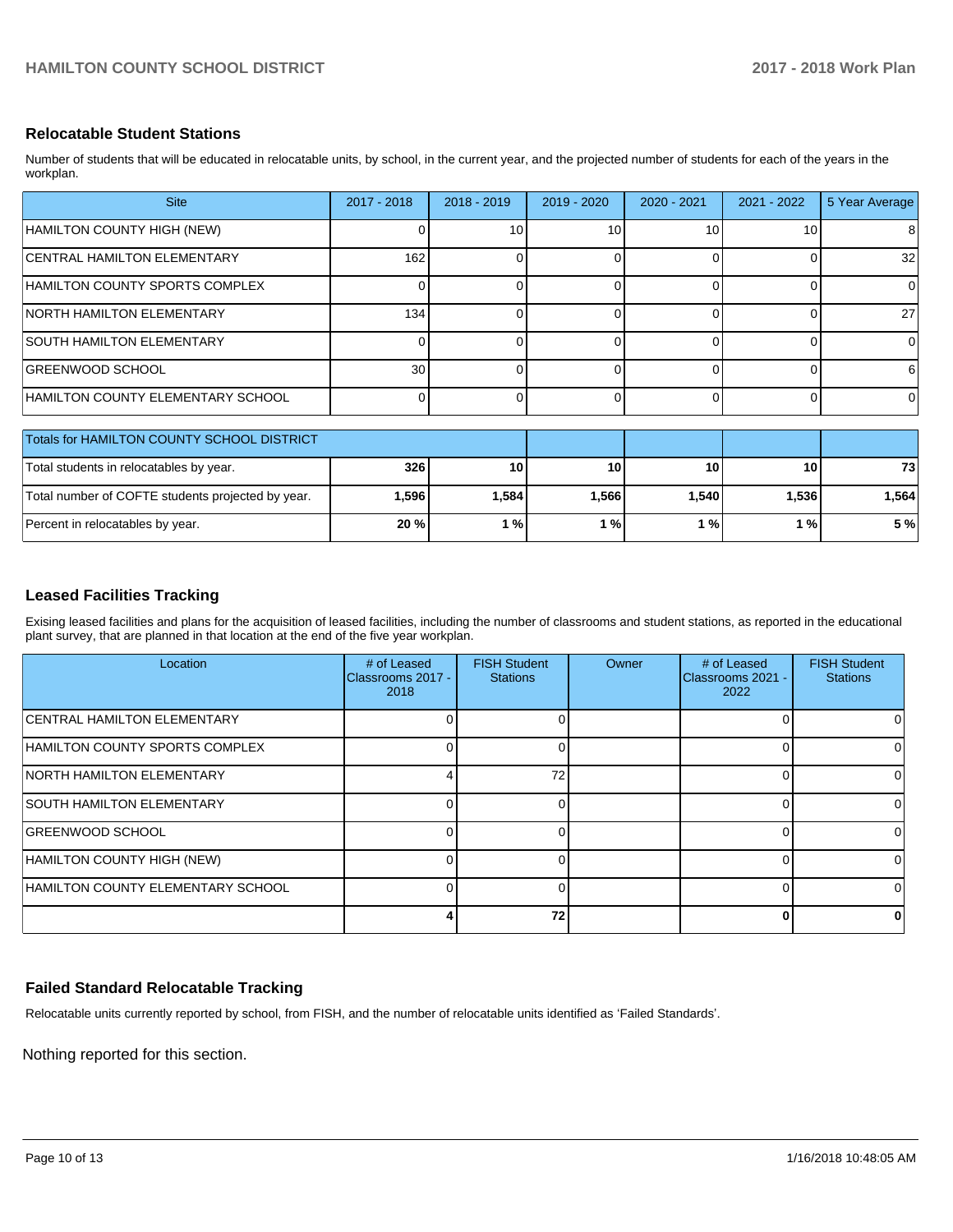## Relocatable Student Stations

Number of students that will be educated in relocatable units, by school, in the current year, and the projected number of students for each of the years in the workplan.

| Site | 2017 - 2018 | 2018 - 2019 | 2019 - 2020 | 2020 - 2021 | 2021 - 2022 | 5 Year Average |
|---|---|---|---|---|---|---|
| HAMILTON COUNTY HIGH (NEW) | 0 | 10 | 10 | 10 | 10 | 8 |
| CENTRAL HAMILTON ELEMENTARY | 162 | 0 | 0 | 0 | 0 | 32 |
| HAMILTON COUNTY SPORTS COMPLEX | 0 | 0 | 0 | 0 | 0 | 0 |
| NORTH HAMILTON ELEMENTARY | 134 | 0 | 0 | 0 | 0 | 27 |
| SOUTH HAMILTON ELEMENTARY | 0 | 0 | 0 | 0 | 0 | 0 |
| GREENWOOD SCHOOL | 30 | 0 | 0 | 0 | 0 | 6 |
| HAMILTON COUNTY ELEMENTARY SCHOOL | 0 | 0 | 0 | 0 | 0 | 0 |

| Totals for HAMILTON COUNTY SCHOOL DISTRICT | | | | | | |
|---|---|---|---|---|---|---|
| Total students in relocatables by year. | **326** | **10** | **10** | **10** | **10** | **73** |
| Total number of COFTE students projected by year. | **1,596** | **1,584** | **1,566** | **1,540** | **1,536** | **1,564** |
| Percent in relocatables by year. | **20 %** | **1 %** | **1 %** | **1 %** | **1 %** | **5 %** |

## Leased Facilities Tracking

Exising leased facilities and plans for the acquisition of leased facilities, including the number of classrooms and student stations, as reported in the educational plant survey, that are planned in that location at the end of the five year workplan.

| Location | # of Leased Classrooms 2017 - 2018 | FISH Student Stations | Owner | # of Leased Classrooms 2021 - 2022 | FISH Student Stations |
|---|---|---|---|---|---|
| CENTRAL HAMILTON ELEMENTARY | 0 | 0 | | 0 | 0 |
| HAMILTON COUNTY SPORTS COMPLEX | 0 | 0 | | 0 | 0 |
| NORTH HAMILTON ELEMENTARY | 4 | 72 | | 0 | 0 |
| SOUTH HAMILTON ELEMENTARY | 0 | 0 | | 0 | 0 |
| GREENWOOD SCHOOL | 0 | 0 | | 0 | 0 |
| HAMILTON COUNTY HIGH (NEW) | 0 | 0 | | 0 | 0 |
| HAMILTON COUNTY ELEMENTARY SCHOOL | 0 | 0 | | 0 | 0 |
| | **4** | **72** | | **0** | **0** |

## Failed Standard Relocatable Tracking

Relocatable units currently reported by school, from FISH, and the number of relocatable units identified as 'Failed Standards'.

Nothing reported for this section.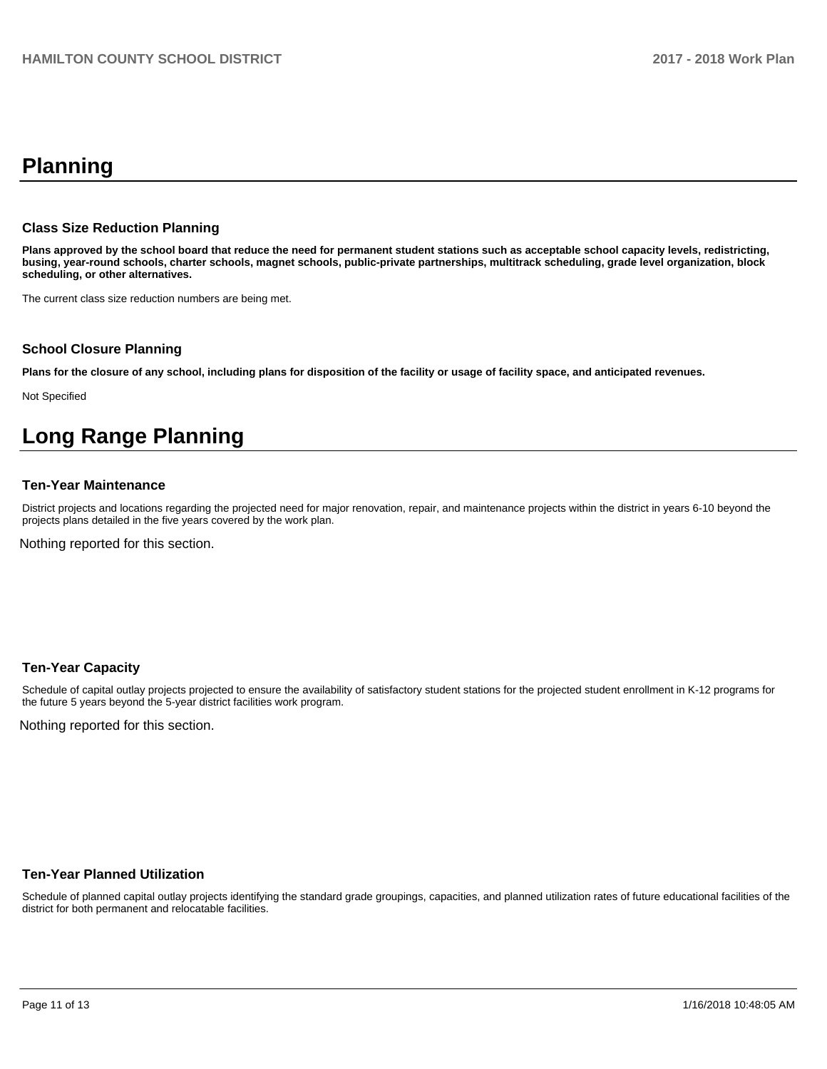# Planning

### Class Size Reduction Planning

**Plans approved by the school board that reduce the need for permanent student stations such as acceptable school capacity levels, redistricting, busing, year-round schools, charter schools, magnet schools, public-private partnerships, multitrack scheduling, grade level organization, block scheduling, or other alternatives.**

The current class size reduction numbers are being met.

### School Closure Planning

**Plans for the closure of any school, including plans for disposition of the facility or usage of facility space, and anticipated revenues.**

Not Specified

# Long Range Planning

### Ten-Year Maintenance

District projects and locations regarding the projected need for major renovation, repair, and maintenance projects within the district in years 6-10 beyond the projects plans detailed in the five years covered by the work plan.

Nothing reported for this section.

### Ten-Year Capacity

Schedule of capital outlay projects projected to ensure the availability of satisfactory student stations for the projected student enrollment in K-12 programs for the future 5 years beyond the 5-year district facilities work program.

Nothing reported for this section.

### Ten-Year Planned Utilization

Schedule of planned capital outlay projects identifying the standard grade groupings, capacities, and planned utilization rates of future educational facilities of the district for both permanent and relocatable facilities.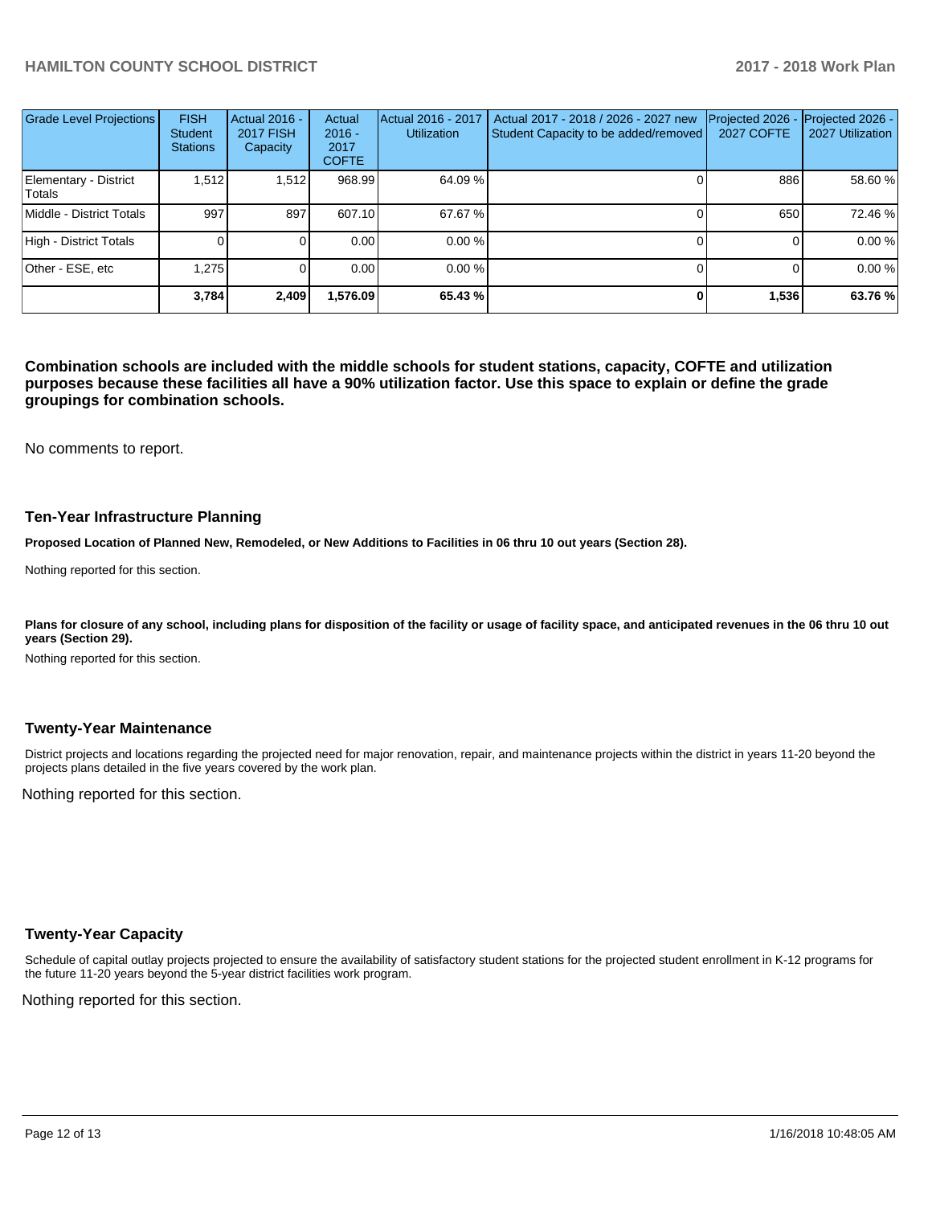| Grade Level Projections | FISH Student Stations | Actual 2016 - 2017 FISH Capacity | Actual 2016 - 2017 COFTE | Actual 2016 - 2017 Utilization | Actual 2017 - 2018 / 2026 - 2027 new Student Capacity to be added/removed | Projected 2026 - 2027 COFTE | Projected 2026 - 2027 Utilization |
|---|---|---|---|---|---|---|---|
| Elementary - District Totals | 1,512 | 1,512 | 968.99 | 64.09 % | 0 | 886 | 58.60 % |
| Middle - District Totals | 997 | 897 | 607.10 | 67.67 % | 0 | 650 | 72.46 % |
| High - District Totals | 0 | 0 | 0.00 | 0.00 % | 0 | 0 | 0.00 % |
| Other - ESE, etc | 1,275 | 0 | 0.00 | 0.00 % | 0 | 0 | 0.00 % |
| | **3,784** | **2,409** | **1,576.09** | **65.43 %** | **0** | **1,536** | **63.76 %** |

**Combination schools are included with the middle schools for student stations, capacity, COFTE and utilization purposes because these facilities all have a 90% utilization factor. Use this space to explain or define the grade groupings for combination schools.**

No comments to report.

### Ten-Year Infrastructure Planning

**Proposed Location of Planned New, Remodeled, or New Additions to Facilities in 06 thru 10 out years (Section 28).**

Nothing reported for this section.

**Plans for closure of any school, including plans for disposition of the facility or usage of facility space, and anticipated revenues in the 06 thru 10 out years (Section 29).**

Nothing reported for this section.

### Twenty-Year Maintenance

District projects and locations regarding the projected need for major renovation, repair, and maintenance projects within the district in years 11-20 beyond the projects plans detailed in the five years covered by the work plan.

Nothing reported for this section.

### Twenty-Year Capacity

Schedule of capital outlay projects projected to ensure the availability of satisfactory student stations for the projected student enrollment in K-12 programs for the future 11-20 years beyond the 5-year district facilities work program.

Nothing reported for this section.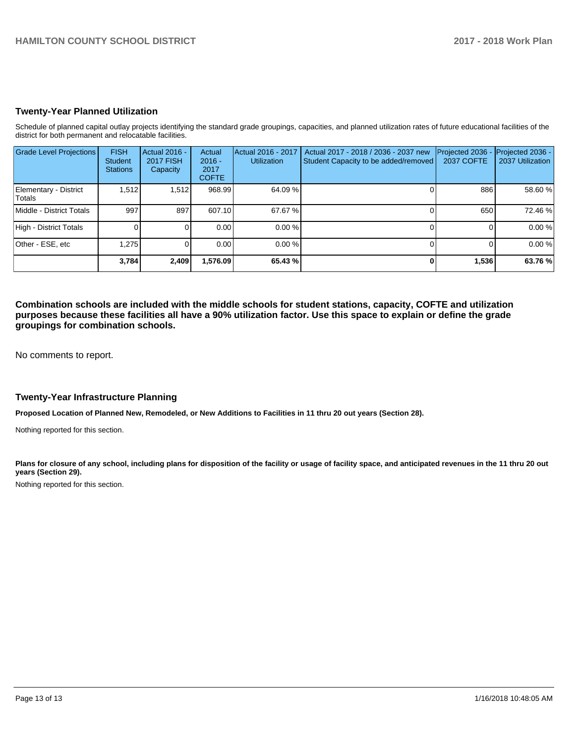## Twenty-Year Planned Utilization

Schedule of planned capital outlay projects identifying the standard grade groupings, capacities, and planned utilization rates of future educational facilities of the district for both permanent and relocatable facilities.

| Grade Level Projections | FISH Student Stations | Actual 2016 - 2017 FISH Capacity | Actual 2016 - 2017 COFTE | Actual 2016 - 2017 Utilization | Actual 2017 - 2018 / 2036 - 2037 new Student Capacity to be added/removed | Projected 2036 - 2037 COFTE | Projected 2036 - 2037 Utilization |
|---|---|---|---|---|---|---|---|
| Elementary - District Totals | 1,512 | 1,512 | 968.99 | 64.09 % | 0 | 886 | 58.60 % |
| Middle - District Totals | 997 | 897 | 607.10 | 67.67 % | 0 | 650 | 72.46 % |
| High - District Totals | 0 | 0 | 0.00 | 0.00 % | 0 | 0 | 0.00 % |
| Other - ESE, etc | 1,275 | 0 | 0.00 | 0.00 % | 0 | 0 | 0.00 % |
| | **3,784** | **2,409** | **1,576.09** | **65.43 %** | **0** | **1,536** | **63.76 %** |

**Combination schools are included with the middle schools for student stations, capacity, COFTE and utilization purposes because these facilities all have a 90% utilization factor. Use this space to explain or define the grade groupings for combination schools.**

No comments to report.

## Twenty-Year Infrastructure Planning

**Proposed Location of Planned New, Remodeled, or New Additions to Facilities in 11 thru 20 out years (Section 28).**

Nothing reported for this section.

**Plans for closure of any school, including plans for disposition of the facility or usage of facility space, and anticipated revenues in the 11 thru 20 out years (Section 29).**

Nothing reported for this section.